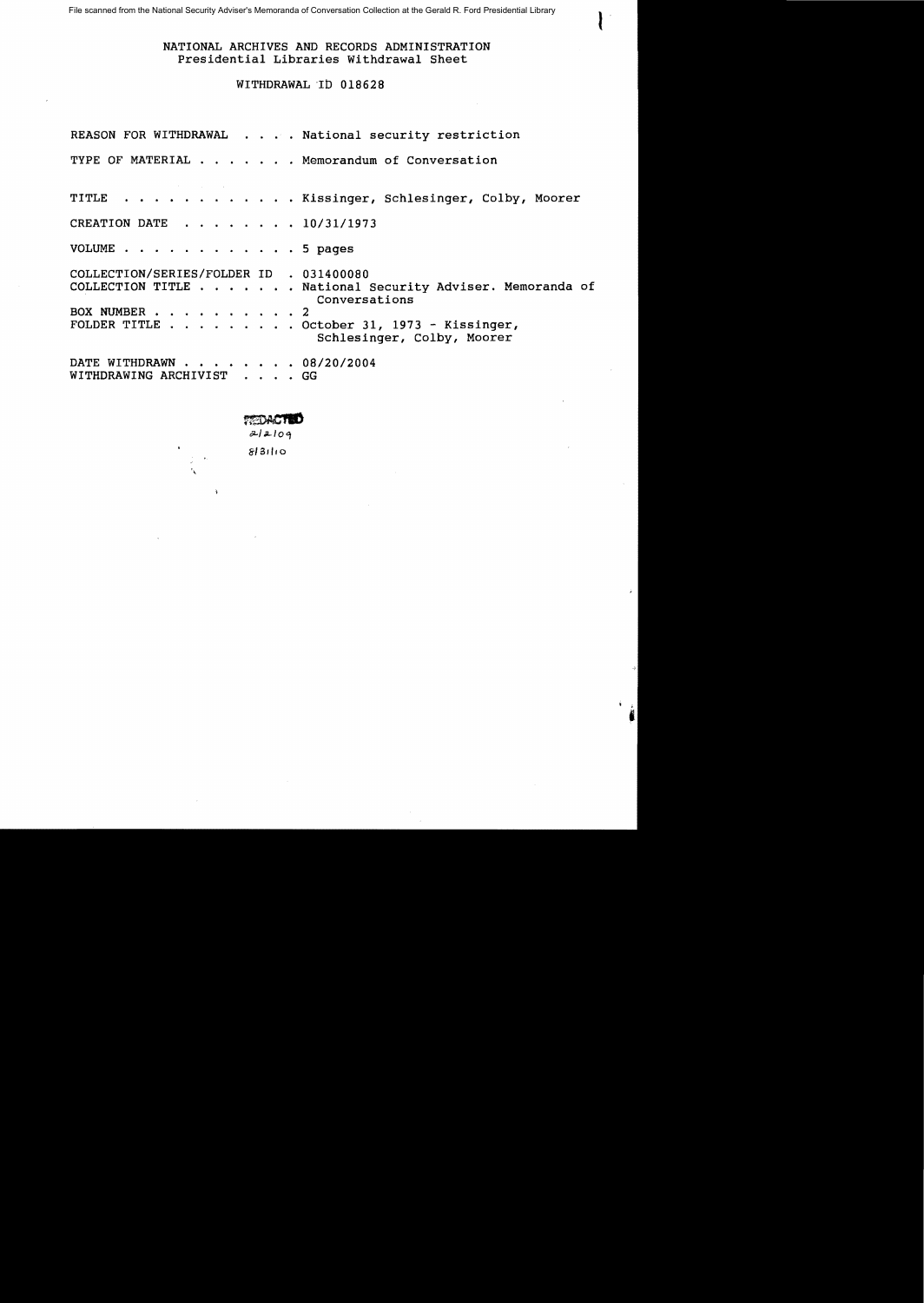File scanned from the National Security Adviser's Memoranda of Conversation Collection at the Gerald R. Ford Presidential Library

NATIONAL ARCHIVES AND RECORDS ADMINISTRATION
Presidential Libraries Withdrawal Sheet

WITHDRAWAL ID 018628

| | |
|---|---|
| REASON FOR WITHDRAWAL | National security restriction |
| TYPE OF MATERIAL | Memorandum of Conversation |
| TITLE | Kissinger, Schlesinger, Colby, Moorer |
| CREATION DATE | 10/31/1973 |
| VOLUME | 5 pages |
| COLLECTION/SERIES/FOLDER ID | 031400080 |
| COLLECTION TITLE | National Security Adviser. Memoranda of Conversations |
| BOX NUMBER | 2 |
| FOLDER TITLE | October 31, 1973 - Kissinger, Schlesinger, Colby, Moorer |
| DATE WITHDRAWN | 08/20/2004 |
| WITHDRAWING ARCHIVIST | GG |

REDACTED
2/2/09
8/31/10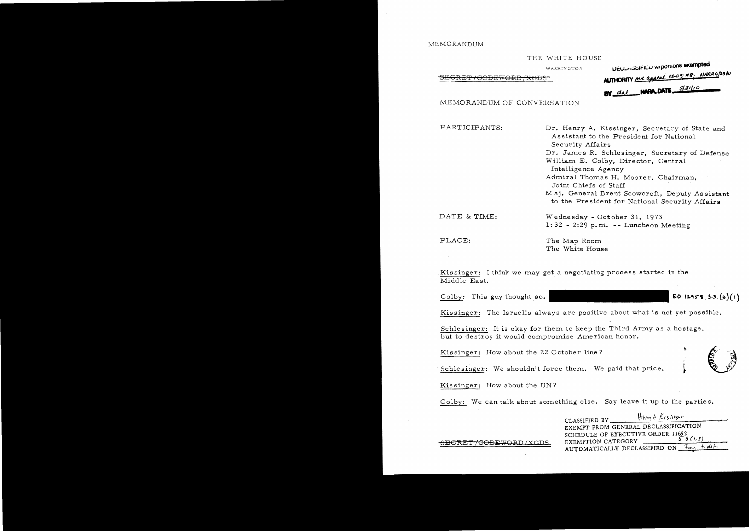MEMORANDUM

THE WHITE HOUSE

WASHINGTON

~~SECRET/CODEWORD/XGDS~~

DECLASSIFIED w/portions exempted
AUTHORITY MR appeal 08-03 #8; NARA 6/23/10
BY dal NARA, DATE 8/31/10

MEMORANDUM OF CONVERSATION

PARTICIPANTS: Dr. Henry A. Kissinger, Secretary of State and Assistant to the President for National Security Affairs
Dr. James R. Schlesinger, Secretary of Defense
William E. Colby, Director, Central Intelligence Agency
Admiral Thomas H. Moorer, Chairman, Joint Chiefs of Staff
Maj. General Brent Scowcroft, Deputy Assistant to the President for National Security Affairs

DATE & TIME: Wednesday - October 31, 1973
1:32 - 2:29 p.m. -- Luncheon Meeting

PLACE: The Map Room
The White House

Kissinger: I think we may get a negotiating process started in the Middle East.

Colby: This guy thought so. [REDACTED] EO 12958 3.3.(b)(1)

Kissinger: The Israelis always are positive about what is not yet possible.

Schlesinger: It is okay for them to keep the Third Army as a hostage, but to destroy it would compromise American honor.

Kissinger: How about the 22 October line?

Schlesinger: We shouldn't force them. We paid that price.

Kissinger: How about the UN?

Colby: We can talk about something else. Say leave it up to the parties.

CLASSIFIED BY Henry A. Kissinger
EXEMPT FROM GENERAL DECLASSIFICATION
SCHEDULE OF EXECUTIVE ORDER 11652
EXEMPTION CATEGORY 5 B (1,3)
AUTOMATICALLY DECLASSIFIED ON Imp. to det.

~~SECRET/CODEWORD/XGDS~~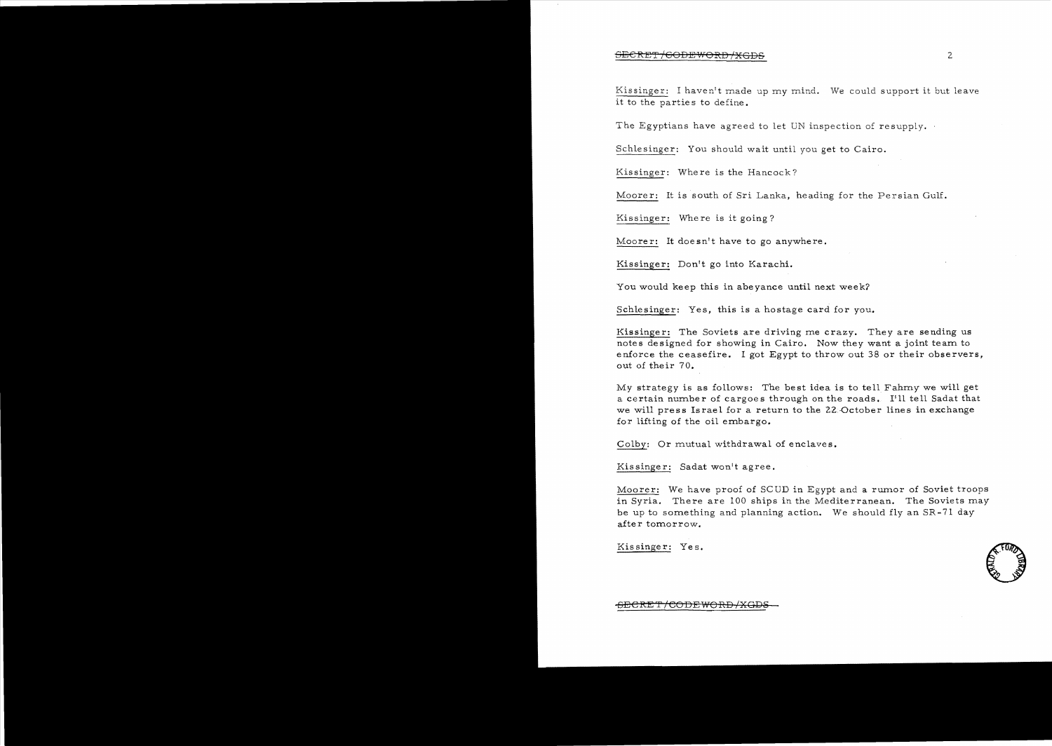Kissinger: I haven't made up my mind. We could support it but leave it to the parties to define.

The Egyptians have agreed to let UN inspection of resupply.

Schlesinger: You should wait until you get to Cairo.

Kissinger: Where is the Hancock?

Moorer: It is south of Sri Lanka, heading for the Persian Gulf.

Kissinger: Where is it going?

Moorer: It doesn't have to go anywhere.

Kissinger: Don't go into Karachi.

You would keep this in abeyance until next week?

Schlesinger: Yes, this is a hostage card for you.

Kissinger: The Soviets are driving me crazy. They are sending us notes designed for showing in Cairo. Now they want a joint team to enforce the ceasefire. I got Egypt to throw out 38 or their observers, out of their 70.

My strategy is as follows: The best idea is to tell Fahmy we will get a certain number of cargoes through on the roads. I'll tell Sadat that we will press Israel for a return to the 22 October lines in exchange for lifting of the oil embargo.

Colby: Or mutual withdrawal of enclaves.

Kissinger: Sadat won't agree.

Moorer: We have proof of SCUD in Egypt and a rumor of Soviet troops in Syria. There are 100 ships in the Mediterranean. The Soviets may be up to something and planning action. We should fly an SR-71 day after tomorrow.

Kissinger: Yes.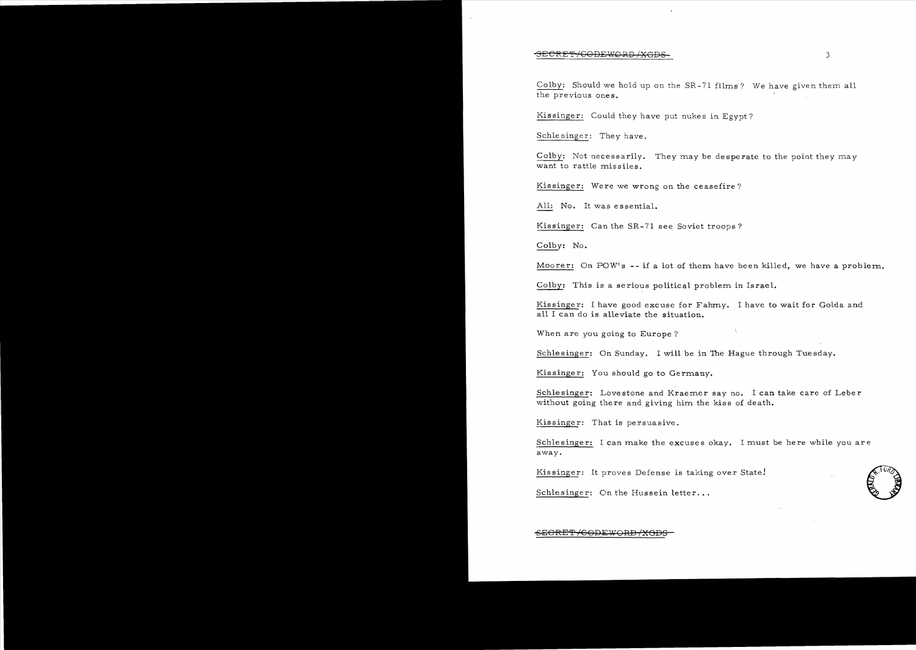Colby: Should we hold up on the SR-71 films? We have given them all the previous ones.

Kissinger: Could they have put nukes in Egypt?

Schlesinger: They have.

Colby: Not necessarily. They may be desperate to the point they may want to rattle missiles.

Kissinger: Were we wrong on the ceasefire?

All: No. It was essential.

Kissinger: Can the SR-71 see Soviet troops?

Colby: No.

Moorer: On POW's -- if a lot of them have been killed, we have a problem.

Colby: This is a serious political problem in Israel.

Kissinger: I have good excuse for Fahmy. I have to wait for Golda and all I can do is alleviate the situation.

When are you going to Europe?

Schlesinger: On Sunday. I will be in The Hague through Tuesday.

Kissinger: You should go to Germany.

Schlesinger: Lovestone and Kraemer say no. I can take care of Leber without going there and giving him the kiss of death.

Kissinger: That is persuasive.

Schlesinger: I can make the excuses okay. I must be here while you are away.

Kissinger: It proves Defense is taking over State!

Schlesinger: On the Hussein letter...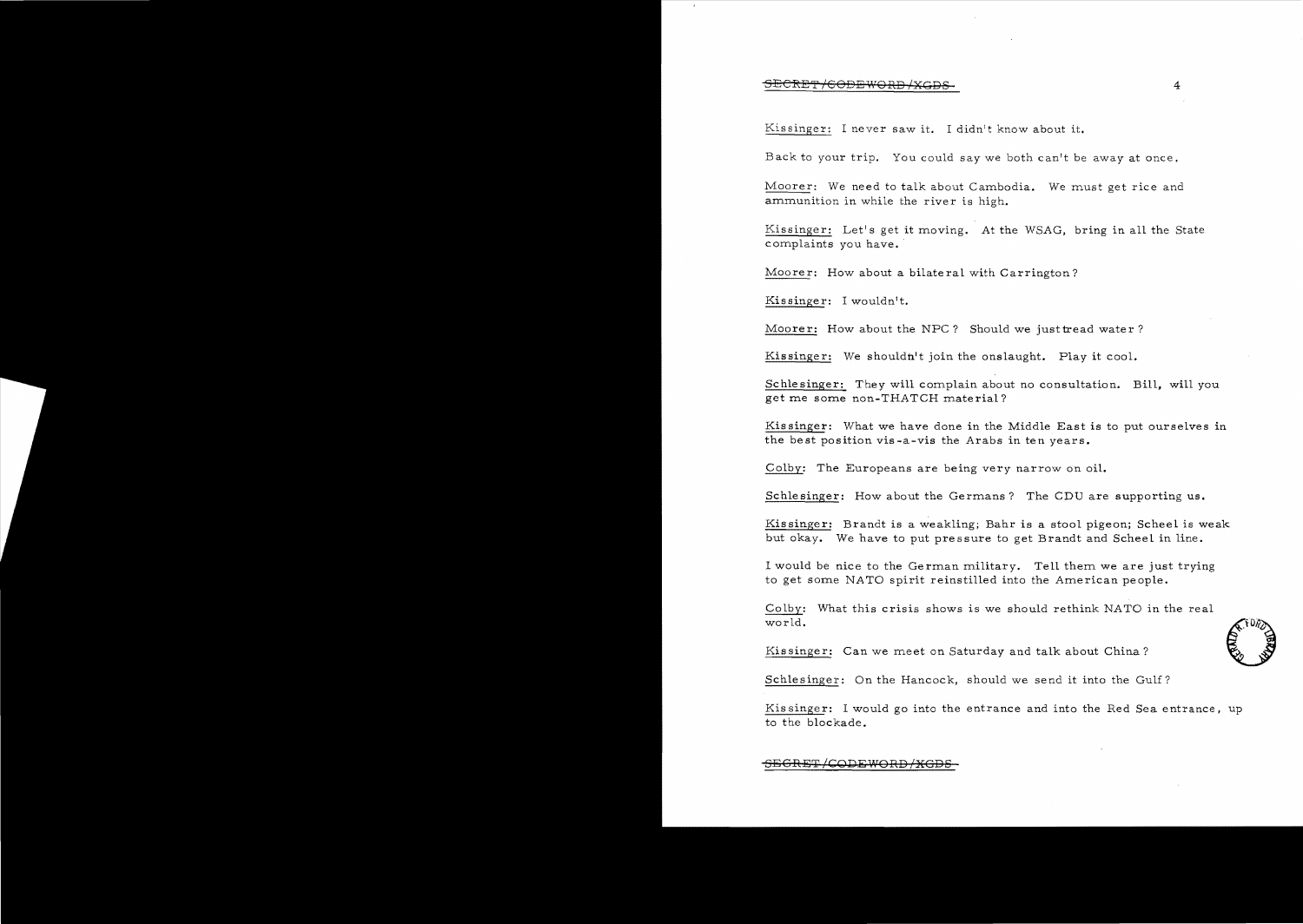Kissinger: I never saw it. I didn't know about it.

Back to your trip. You could say we both can't be away at once.

Moorer: We need to talk about Cambodia. We must get rice and ammunition in while the river is high.

Kissinger: Let's get it moving. At the WSAG, bring in all the State complaints you have.

Moorer: How about a bilateral with Carrington?

Kissinger: I wouldn't.

Moorer: How about the NPC? Should we just tread water?

Kissinger: We shouldn't join the onslaught. Play it cool.

Schlesinger: They will complain about no consultation. Bill, will you get me some non-THATCH material?

Kissinger: What we have done in the Middle East is to put ourselves in the best position vis-a-vis the Arabs in ten years.

Colby: The Europeans are being very narrow on oil.

Schlesinger: How about the Germans? The CDU are supporting us.

Kissinger: Brandt is a weakling; Bahr is a stool pigeon; Scheel is weak but okay. We have to put pressure to get Brandt and Scheel in line.

I would be nice to the German military. Tell them we are just trying to get some NATO spirit reinstilled into the American people.

Colby: What this crisis shows is we should rethink NATO in the real world.

Kissinger: Can we meet on Saturday and talk about China?

Schlesinger: On the Hancock, should we send it into the Gulf?

Kissinger: I would go into the entrance and into the Red Sea entrance, up to the blockade.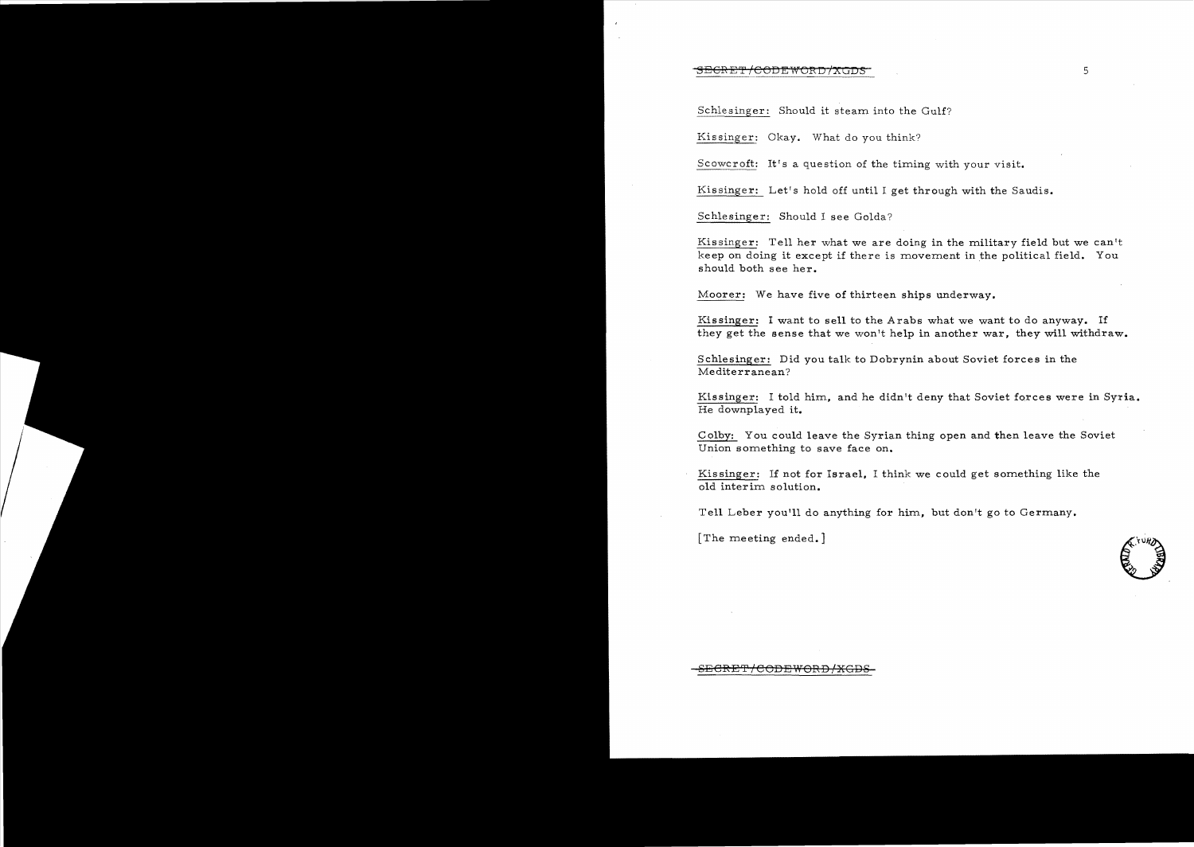Schlesinger: Should it steam into the Gulf?

Kissinger: Okay. What do you think?

Scowcroft: It's a question of the timing with your visit.

Kissinger: Let's hold off until I get through with the Saudis.

Schlesinger: Should I see Golda?

Kissinger: Tell her what we are doing in the military field but we can't keep on doing it except if there is movement in the political field. You should both see her.

Moorer: We have five of thirteen ships underway.

Kissinger: I want to sell to the Arabs what we want to do anyway. If they get the sense that we won't help in another war, they will withdraw.

Schlesinger: Did you talk to Dobrynin about Soviet forces in the Mediterranean?

Kissinger: I told him, and he didn't deny that Soviet forces were in Syria. He downplayed it.

Colby: You could leave the Syrian thing open and then leave the Soviet Union something to save face on.

Kissinger: If not for Israel, I think we could get something like the old interim solution.

Tell Leber you'll do anything for him, but don't go to Germany.

[The meeting ended.]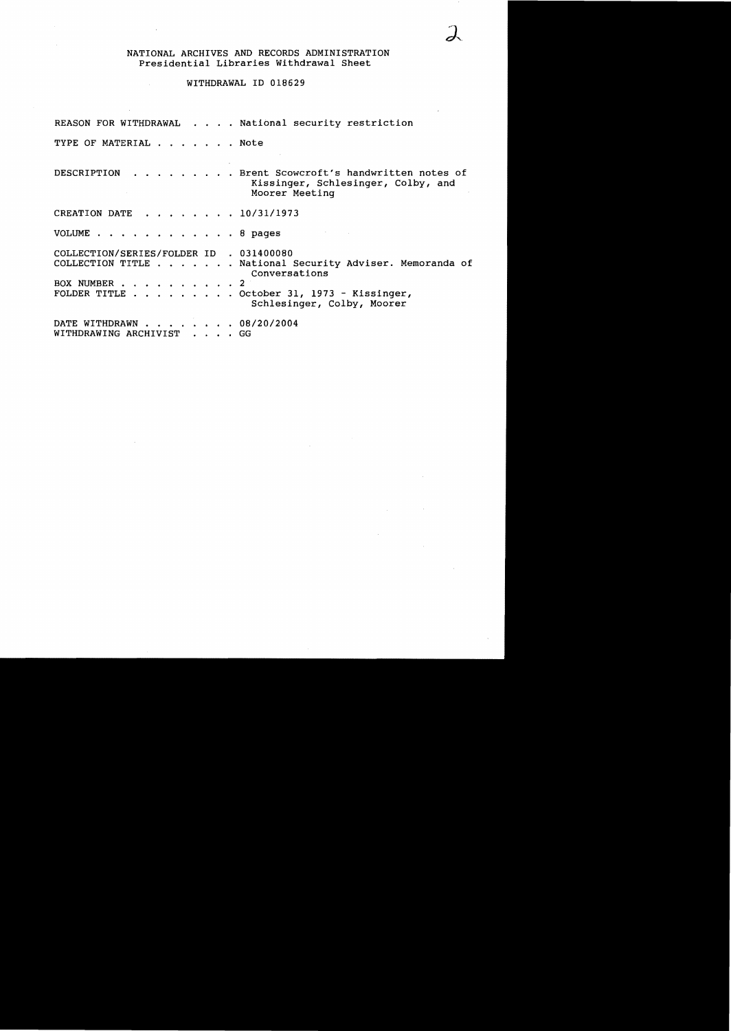NATIONAL ARCHIVES AND RECORDS ADMINISTRATION
Presidential Libraries Withdrawal Sheet

WITHDRAWAL ID 018629

| | |
|---|---|
| REASON FOR WITHDRAWAL . . . . | National security restriction |
| TYPE OF MATERIAL . . . . . . . | Note |
| DESCRIPTION . . . . . . . . . | Brent Scowcroft's handwritten notes of Kissinger, Schlesinger, Colby, and Moorer Meeting |
| CREATION DATE . . . . . . . . | 10/31/1973 |
| VOLUME . . . . . . . . . . . . | 8 pages |
| COLLECTION/SERIES/FOLDER ID . | 031400080 |
| COLLECTION TITLE . . . . . . . | National Security Adviser. Memoranda of Conversations |
| BOX NUMBER . . . . . . . . . . | 2 |
| FOLDER TITLE . . . . . . . . . | October 31, 1973 - Kissinger, Schlesinger, Colby, Moorer |
| DATE WITHDRAWN . . . . . . . . | 08/20/2004 |
| WITHDRAWING ARCHIVIST . . . . | GG |